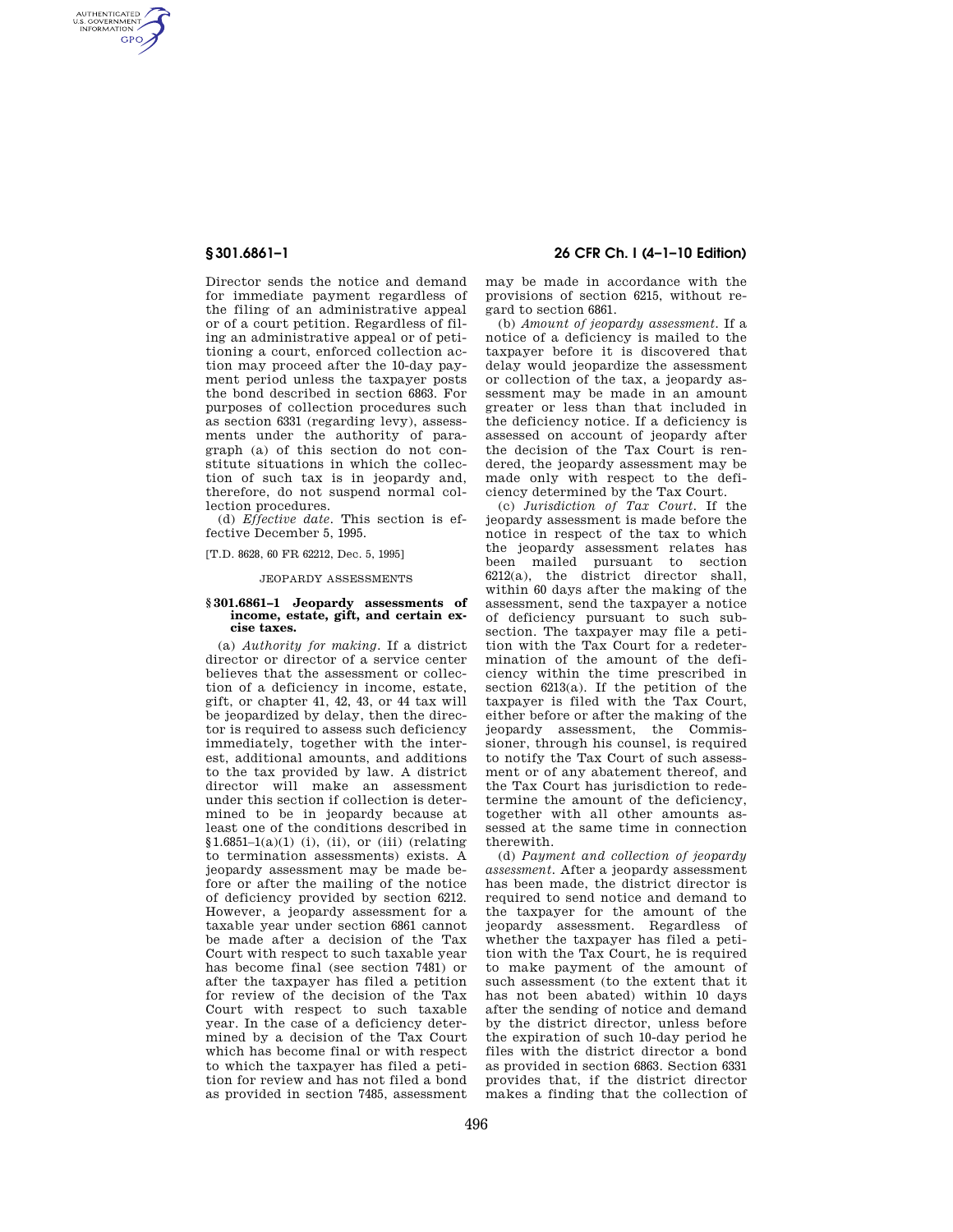Director sends the notice and demand for immediate payment regardless of the filing of an administrative appeal or of a court petition. Regardless of filing an administrative appeal or of petitioning a court, enforced collection action may proceed after the 10-day payment period unless the taxpayer posts the bond described in section 6863. For purposes of collection procedures such as section 6331 (regarding levy), assessments under the authority of paragraph (a) of this section do not constitute situations in which the collection of such tax is in jeopardy and, therefore, do not suspend normal collection procedures.

(d) *Effective date.* This section is effective December 5, 1995.

[T.D. 8628, 60 FR 62212, Dec. 5, 1995]

JEOPARDY ASSESSMENTS

### § 301.6861–1 Jeopardy assessments of income, estate, gift, and certain excise taxes.

(a) *Authority for making.* If a district director or director of a service center believes that the assessment or collection of a deficiency in income, estate, gift, or chapter 41, 42, 43, or 44 tax will be jeopardized by delay, then the director is required to assess such deficiency immediately, together with the interest, additional amounts, and additions to the tax provided by law. A district director will make an assessment under this section if collection is determined to be in jeopardy because at least one of the conditions described in §1.6851–1(a)(1) (i), (ii), or (iii) (relating to termination assessments) exists. A jeopardy assessment may be made before or after the mailing of the notice of deficiency provided by section 6212. However, a jeopardy assessment for a taxable year under section 6861 cannot be made after a decision of the Tax Court with respect to such taxable year has become final (see section 7481) or after the taxpayer has filed a petition for review of the decision of the Tax Court with respect to such taxable year. In the case of a deficiency determined by a decision of the Tax Court which has become final or with respect to which the taxpayer has filed a petition for review and has not filed a bond as provided in section 7485, assessment may be made in accordance with the provisions of section 6215, without regard to section 6861.

(b) *Amount of jeopardy assessment.* If a notice of a deficiency is mailed to the taxpayer before it is discovered that delay would jeopardize the assessment or collection of the tax, a jeopardy assessment may be made in an amount greater or less than that included in the deficiency notice. If a deficiency is assessed on account of jeopardy after the decision of the Tax Court is rendered, the jeopardy assessment may be made only with respect to the deficiency determined by the Tax Court.

(c) *Jurisdiction of Tax Court.* If the jeopardy assessment is made before the notice in respect of the tax to which the jeopardy assessment relates has been mailed pursuant to section 6212(a), the district director shall, within 60 days after the making of the assessment, send the taxpayer a notice of deficiency pursuant to such subsection. The taxpayer may file a petition with the Tax Court for a redetermination of the amount of the deficiency within the time prescribed in section 6213(a). If the petition of the taxpayer is filed with the Tax Court, either before or after the making of the jeopardy assessment, the Commissioner, through his counsel, is required to notify the Tax Court of such assessment or of any abatement thereof, and the Tax Court has jurisdiction to redetermine the amount of the deficiency, together with all other amounts assessed at the same time in connection therewith.

(d) *Payment and collection of jeopardy assessment.* After a jeopardy assessment has been made, the district director is required to send notice and demand to the taxpayer for the amount of the jeopardy assessment. Regardless of whether the taxpayer has filed a petition with the Tax Court, he is required to make payment of the amount of such assessment (to the extent that it has not been abated) within 10 days after the sending of notice and demand by the district director, unless before the expiration of such 10-day period he files with the district director a bond as provided in section 6863. Section 6331 provides that, if the district director makes a finding that the collection of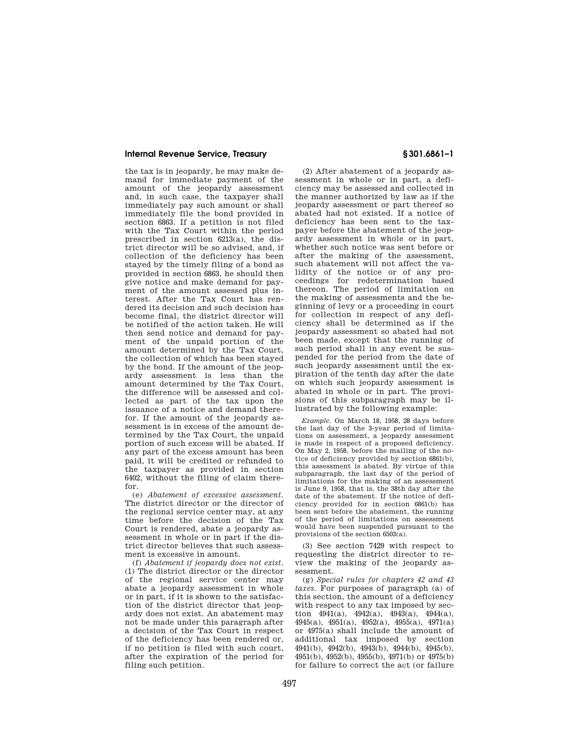the tax is in jeopardy, he may make demand for immediate payment of the amount of the jeopardy assessment and, in such case, the taxpayer shall immediately pay such amount or shall immediately file the bond provided in section 6863. If a petition is not filed with the Tax Court within the period prescribed in section 6213(a), the district director will be so advised, and, if collection of the deficiency has been stayed by the timely filing of a bond as provided in section 6863, he should then give notice and make demand for payment of the amount assessed plus interest. After the Tax Court has rendered its decision and such decision has become final, the district director will be notified of the action taken. He will then send notice and demand for payment of the unpaid portion of the amount determined by the Tax Court, the collection of which has been stayed by the bond. If the amount of the jeopardy assessment is less than the amount determined by the Tax Court, the difference will be assessed and collected as part of the tax upon the issuance of a notice and demand therefor. If the amount of the jeopardy assessment is in excess of the amount determined by the Tax Court, the unpaid portion of such excess will be abated. If any part of the excess amount has been paid, it will be credited or refunded to the taxpayer as provided in section 6402, without the filing of claim therefor.

(e) *Abatement of excessive assessment.* The district director or the director of the regional service center may, at any time before the decision of the Tax Court is rendered, abate a jeopardy assessment in whole or in part if the district director believes that such assessment is excessive in amount.

(f) *Abatement if jeopardy does not exist.* (1) The district director or the director of the regional service center may abate a jeopardy assessment in whole or in part, if it is shown to the satisfaction of the district director that jeopardy does not exist. An abatement may not be made under this paragraph after a decision of the Tax Court in respect of the deficiency has been rendered or, if no petition is filed with such court, after the expiration of the period for filing such petition.

(2) After abatement of a jeopardy assessment in whole or in part, a deficiency may be assessed and collected in the manner authorized by law as if the jeopardy assessment or part thereof so abated had not existed. If a notice of deficiency has been sent to the taxpayer before the abatement of the jeopardy assessment in whole or in part, whether such notice was sent before or after the making of the assessment, such abatement will not affect the validity of the notice or of any proceedings for redetermination based thereon. The period of limitation on the making of assessments and the beginning of levy or a proceeding in court for collection in respect of any deficiency shall be determined as if the jeopardy assessment so abated had not been made, except that the running of such period shall in any event be suspended for the period from the date of such jeopardy assessment until the expiration of the tenth day after the date on which such jeopardy assessment is abated in whole or in part. The provisions of this subparagraph may be illustrated by the following example:

*Example.* On March 18, 1958, 28 days before the last day of the 3-year period of limitations on assessment, a jeopardy assessment is made in respect of a proposed deficiency. On May 2, 1958, before the mailing of the notice of deficiency provided by section 6861(b), this assessment is abated. By virtue of this subparagraph, the last day of the period of limitations for the making of an assessment is June 9, 1958, that is, the 38th day after the date of the abatement. If the notice of deficiency provided for in section 6861(b) has been sent before the abatement, the running of the period of limitations on assessment would have been suspended pursuant to the provisions of the section 6503(a).

(3) See section 7429 with respect to requesting the district director to review the making of the jeopardy assessment.

(g) *Special rules for chapters 42 and 43 taxes.* For purposes of paragraph (a) of this section, the amount of a deficiency with respect to any tax imposed by section 4941(a), 4942(a), 4943(a), 4944(a), 4945(a), 4951(a), 4952(a), 4955(a), 4971(a) or 4975(a) shall include the amount of additional tax imposed by section 4941(b), 4942(b), 4943(b), 4944(b), 4945(b), 4951(b), 4952(b), 4955(b), 4971(b) or 4975(b) for failure to correct the act (or failure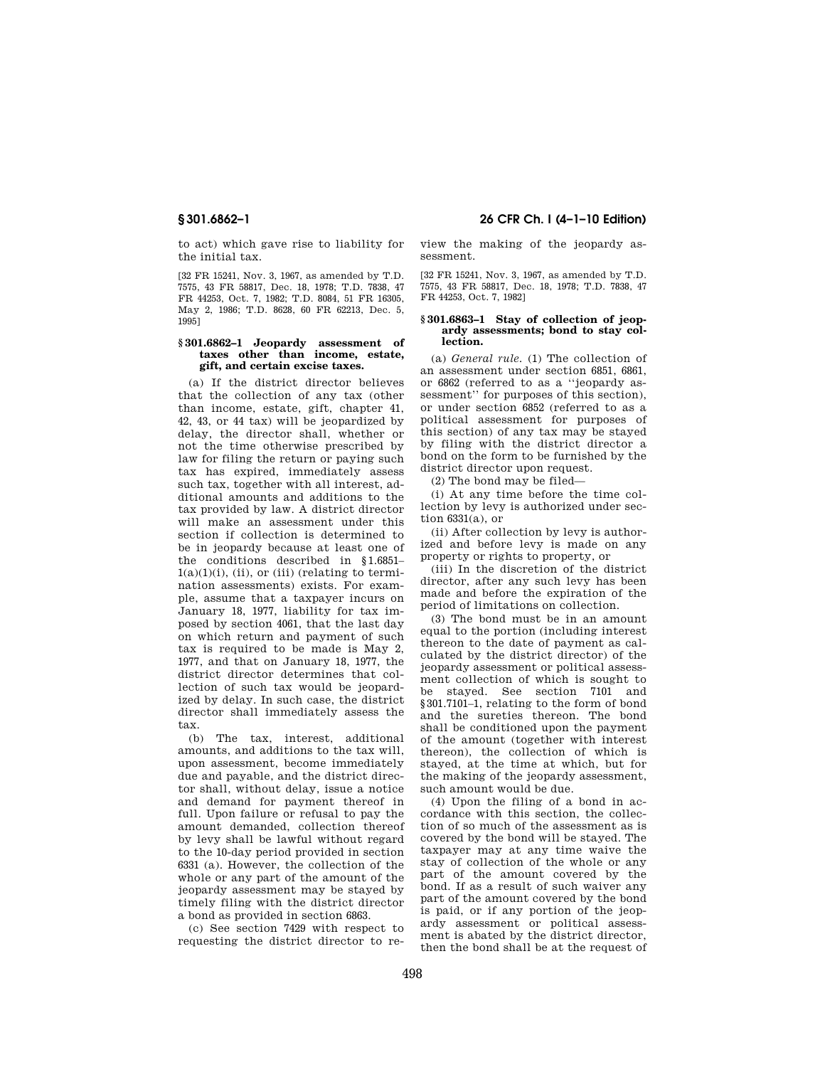to act) which gave rise to liability for the initial tax.

[32 FR 15241, Nov. 3, 1967, as amended by T.D. 7575, 43 FR 58817, Dec. 18, 1978; T.D. 7838, 47 FR 44253, Oct. 7, 1982; T.D. 8084, 51 FR 16305, May 2, 1986; T.D. 8628, 60 FR 62213, Dec. 5, 1995]

### § 301.6862–1 Jeopardy assessment of taxes other than income, estate, gift, and certain excise taxes.

(a) If the district director believes that the collection of any tax (other than income, estate, gift, chapter 41, 42, 43, or 44 tax) will be jeopardized by delay, the director shall, whether or not the time otherwise prescribed by law for filing the return or paying such tax has expired, immediately assess such tax, together with all interest, additional amounts and additions to the tax provided by law. A district director will make an assessment under this section if collection is determined to be in jeopardy because at least one of the conditions described in §1.6851–1(a)(1)(i), (ii), or (iii) (relating to termination assessments) exists. For example, assume that a taxpayer incurs on January 18, 1977, liability for tax imposed by section 4061, that the last day on which return and payment of such tax is required to be made is May 2, 1977, and that on January 18, 1977, the district director determines that collection of such tax would be jeopardized by delay. In such case, the district director shall immediately assess the tax.

(b) The tax, interest, additional amounts, and additions to the tax will, upon assessment, become immediately due and payable, and the district director shall, without delay, issue a notice and demand for payment thereof in full. Upon failure or refusal to pay the amount demanded, collection thereof by levy shall be lawful without regard to the 10-day period provided in section 6331 (a). However, the collection of the whole or any part of the amount of the jeopardy assessment may be stayed by timely filing with the district director a bond as provided in section 6863.

(c) See section 7429 with respect to requesting the district director to review the making of the jeopardy assessment.

[32 FR 15241, Nov. 3, 1967, as amended by T.D. 7575, 43 FR 58817, Dec. 18, 1978; T.D. 7838, 47 FR 44253, Oct. 7, 1982]

### § 301.6863–1 Stay of collection of jeopardy assessments; bond to stay collection.

(a) *General rule.* (1) The collection of an assessment under section 6851, 6861, or 6862 (referred to as a ''jeopardy assessment'' for purposes of this section), or under section 6852 (referred to as a political assessment for purposes of this section) of any tax may be stayed by filing with the district director a bond on the form to be furnished by the district director upon request.

(2) The bond may be filed—

(i) At any time before the time collection by levy is authorized under section 6331(a), or

(ii) After collection by levy is authorized and before levy is made on any property or rights to property, or

(iii) In the discretion of the district director, after any such levy has been made and before the expiration of the period of limitations on collection.

(3) The bond must be in an amount equal to the portion (including interest thereon to the date of payment as calculated by the district director) of the jeopardy assessment or political assessment collection of which is sought to be stayed. See section 7101 and §301.7101–1, relating to the form of bond and the sureties thereon. The bond shall be conditioned upon the payment of the amount (together with interest thereon), the collection of which is stayed, at the time at which, but for the making of the jeopardy assessment, such amount would be due.

(4) Upon the filing of a bond in accordance with this section, the collection of so much of the assessment as is covered by the bond will be stayed. The taxpayer may at any time waive the stay of collection of the whole or any part of the amount covered by the bond. If as a result of such waiver any part of the amount covered by the bond is paid, or if any portion of the jeopardy assessment or political assessment is abated by the district director, then the bond shall be at the request of